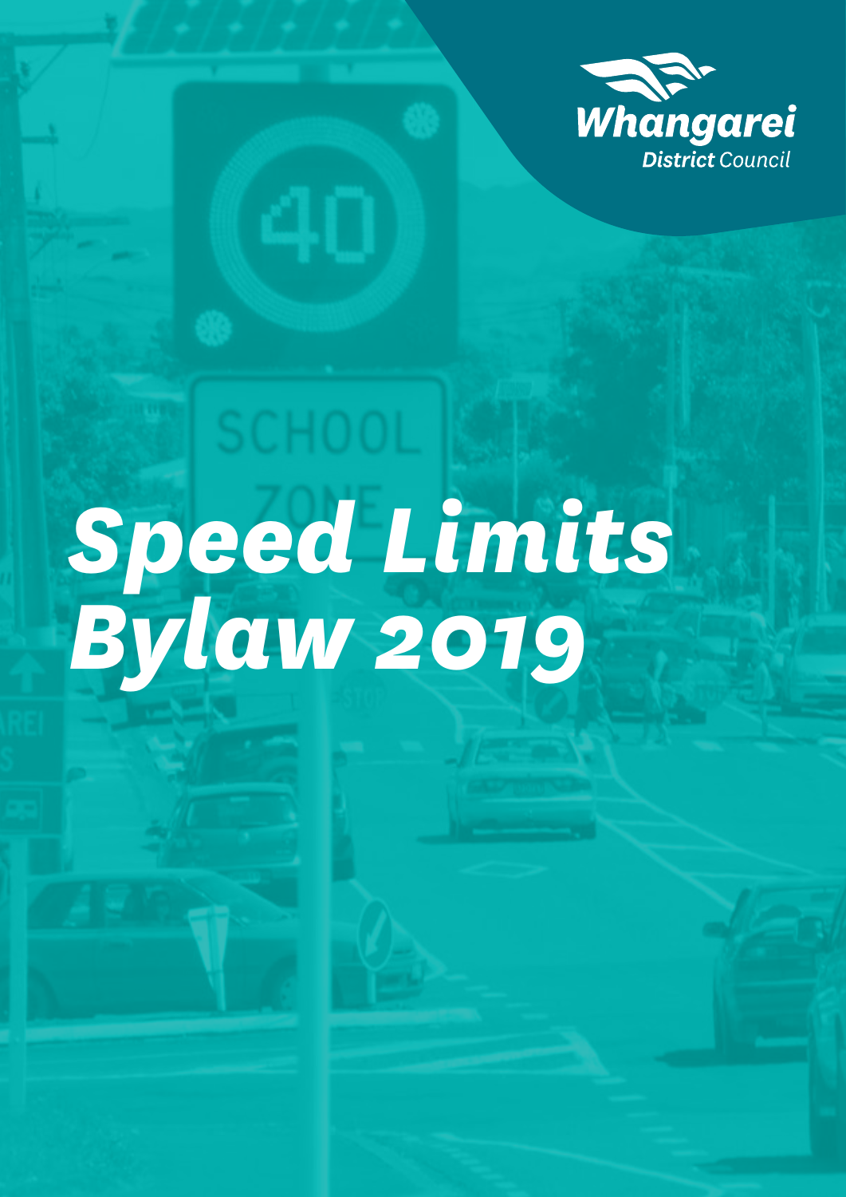Whangarei District Council

# Speed Limits Bylaw 2019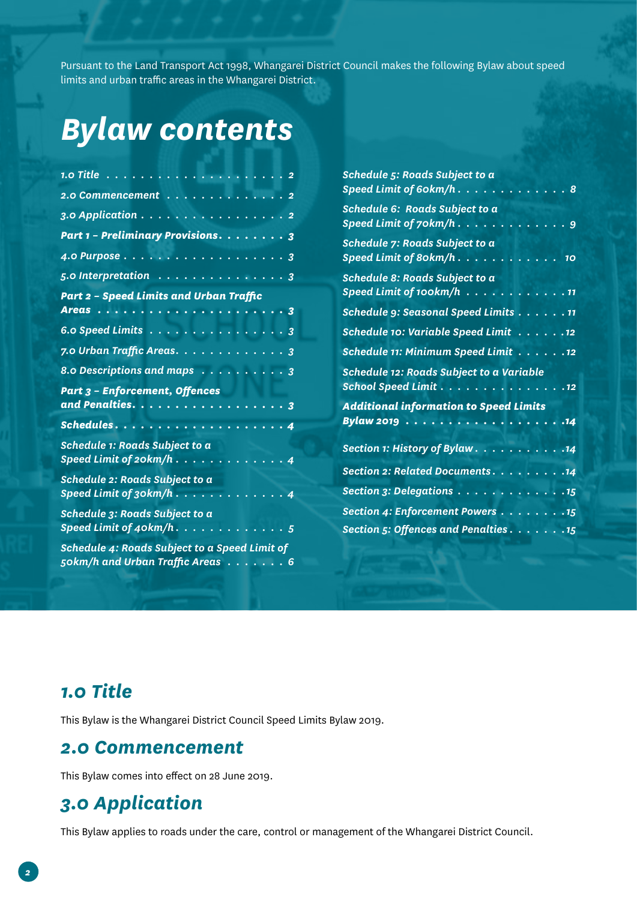Pursuant to the Land Transport Act 1998, Whangarei District Council makes the following Bylaw about speed limits and urban traffic areas in the Whangarei District.

# Bylaw contents

- 1.0 Title . . . . . 2
- 2.0 Commencement . . . . . 2
- 3.0 Application . . . . . 2
- **Part 1 – Preliminary Provisions** . . . . . 3
- 4.0 Purpose . . . . . 3
- 5.0 Interpretation . . . . . 3
- **Part 2 – Speed Limits and Urban Traffic Areas** . . . . . 3
- 6.0 Speed Limits . . . . . 3
- 7.0 Urban Traffic Areas . . . . . 3
- 8.0 Descriptions and maps . . . . . 3
- **Part 3 – Enforcement, Offences and Penalties** . . . . . 3
- **Schedules** . . . . . 4
- Schedule 1: Roads Subject to a Speed Limit of 20km/h . . . . . 4
- Schedule 2: Roads Subject to a Speed Limit of 30km/h . . . . . 4
- Schedule 3: Roads Subject to a Speed Limit of 40km/h . . . . . 5
- Schedule 4: Roads Subject to a Speed Limit of 50km/h and Urban Traffic Areas . . . . . 6
- Schedule 5: Roads Subject to a Speed Limit of 60km/h . . . . . 8
- Schedule 6: Roads Subject to a Speed Limit of 70km/h . . . . . 9
- Schedule 7: Roads Subject to a Speed Limit of 80km/h . . . . . 10
- Schedule 8: Roads Subject to a Speed Limit of 100km/h . . . . . 11
- Schedule 9: Seasonal Speed Limits . . . . . 11
- Schedule 10: Variable Speed Limit . . . . . 12
- Schedule 11: Minimum Speed Limit . . . . . 12
- Schedule 12: Roads Subject to a Variable School Speed Limit . . . . . 12
- **Additional information to Speed Limits Bylaw 2019** . . . . . 14
- Section 1: History of Bylaw . . . . . 14
- Section 2: Related Documents . . . . . 14
- Section 3: Delegations . . . . . 15
- Section 4: Enforcement Powers . . . . . 15
- Section 5: Offences and Penalties . . . . . 15

## 1.0 Title

This Bylaw is the Whangarei District Council Speed Limits Bylaw 2019.

## 2.0 Commencement

This Bylaw comes into effect on 28 June 2019.

## 3.0 Application

This Bylaw applies to roads under the care, control or management of the Whangarei District Council.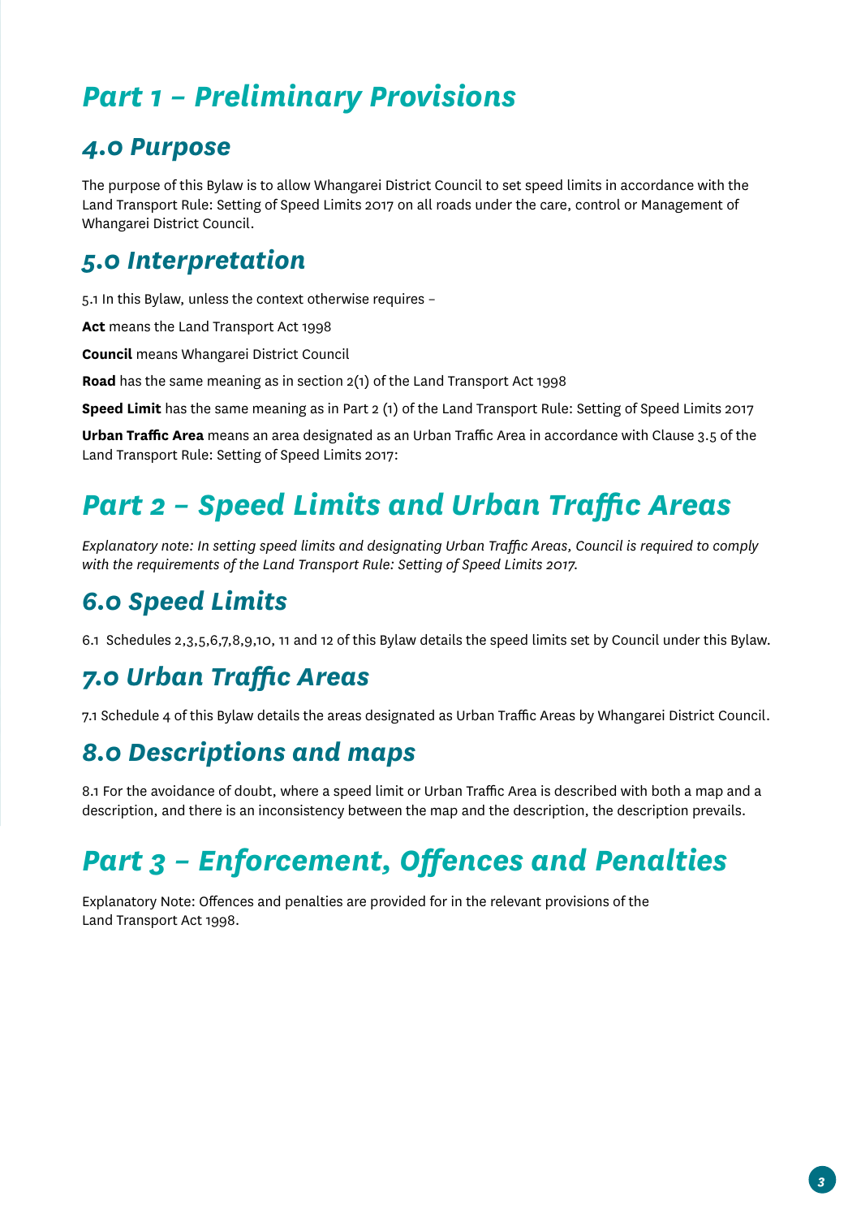# *Part 1 – Preliminary Provisions*

## *4.0 Purpose*

The purpose of this Bylaw is to allow Whangarei District Council to set speed limits in accordance with the Land Transport Rule: Setting of Speed Limits 2017 on all roads under the care, control or Management of Whangarei District Council.

## *5.0 Interpretation*

5.1 In this Bylaw, unless the context otherwise requires –

**Act** means the Land Transport Act 1998

**Council** means Whangarei District Council

**Road** has the same meaning as in section 2(1) of the Land Transport Act 1998

**Speed Limit** has the same meaning as in Part 2 (1) of the Land Transport Rule: Setting of Speed Limits 2017

**Urban Traffic Area** means an area designated as an Urban Traffic Area in accordance with Clause 3.5 of the Land Transport Rule: Setting of Speed Limits 2017:

# *Part 2 – Speed Limits and Urban Traffic Areas*

*Explanatory note: In setting speed limits and designating Urban Traffic Areas, Council is required to comply with the requirements of the Land Transport Rule: Setting of Speed Limits 2017.*

## *6.0 Speed Limits*

6.1 Schedules 2,3,5,6,7,8,9,10, 11 and 12 of this Bylaw details the speed limits set by Council under this Bylaw.

## *7.0 Urban Traffic Areas*

7.1 Schedule 4 of this Bylaw details the areas designated as Urban Traffic Areas by Whangarei District Council.

## *8.0 Descriptions and maps*

8.1 For the avoidance of doubt, where a speed limit or Urban Traffic Area is described with both a map and a description, and there is an inconsistency between the map and the description, the description prevails.

# *Part 3 – Enforcement, Offences and Penalties*

Explanatory Note: Offences and penalties are provided for in the relevant provisions of the Land Transport Act 1998.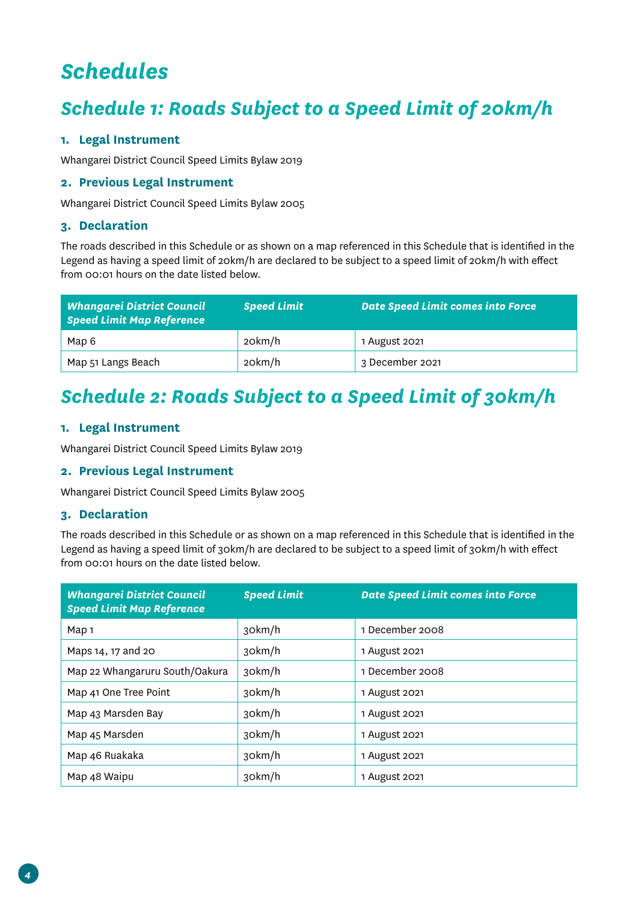# Schedules

## Schedule 1: Roads Subject to a Speed Limit of 20km/h

### 1. Legal Instrument

Whangarei District Council Speed Limits Bylaw 2019

### 2. Previous Legal Instrument

Whangarei District Council Speed Limits Bylaw 2005

### 3. Declaration

The roads described in this Schedule or as shown on a map referenced in this Schedule that is identified in the Legend as having a speed limit of 20km/h are declared to be subject to a speed limit of 20km/h with effect from 00:01 hours on the date listed below.

| *Whangarei District Council Speed Limit Map Reference* | *Speed Limit* | *Date Speed Limit comes into Force* |
|---|---|---|
| Map 6 | 20km/h | 1 August 2021 |
| Map 51 Langs Beach | 20km/h | 3 December 2021 |

## Schedule 2: Roads Subject to a Speed Limit of 30km/h

### 1. Legal Instrument

Whangarei District Council Speed Limits Bylaw 2019

### 2. Previous Legal Instrument

Whangarei District Council Speed Limits Bylaw 2005

### 3. Declaration

The roads described in this Schedule or as shown on a map referenced in this Schedule that is identified in the Legend as having a speed limit of 30km/h are declared to be subject to a speed limit of 30km/h with effect from 00:01 hours on the date listed below.

| *Whangarei District Council Speed Limit Map Reference* | *Speed Limit* | *Date Speed Limit comes into Force* |
|---|---|---|
| Map 1 | 30km/h | 1 December 2008 |
| Maps 14, 17 and 20 | 30km/h | 1 August 2021 |
| Map 22 Whangaruru South/Oakura | 30km/h | 1 December 2008 |
| Map 41 One Tree Point | 30km/h | 1 August 2021 |
| Map 43 Marsden Bay | 30km/h | 1 August 2021 |
| Map 45 Marsden | 30km/h | 1 August 2021 |
| Map 46 Ruakaka | 30km/h | 1 August 2021 |
| Map 48 Waipu | 30km/h | 1 August 2021 |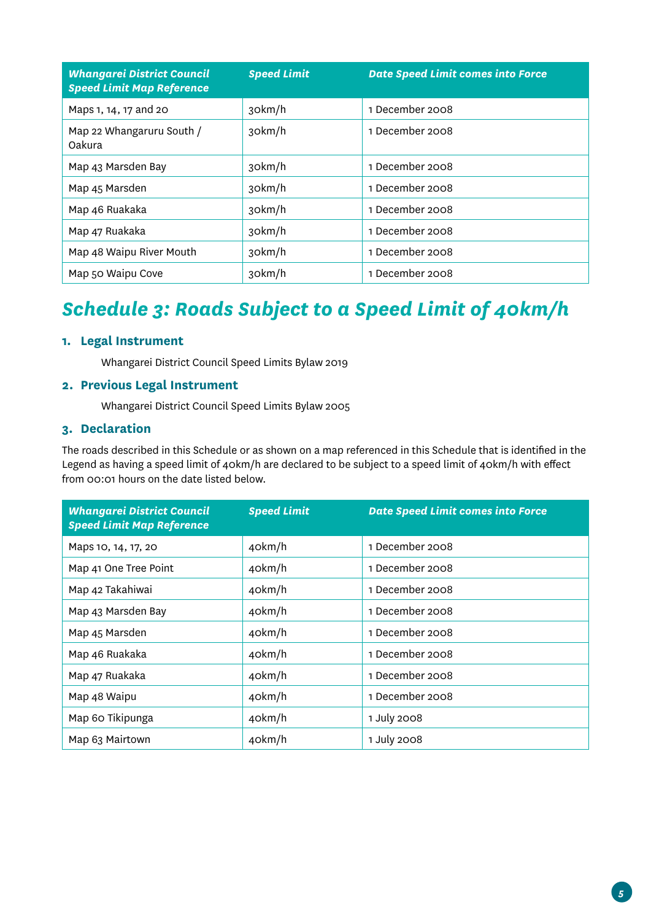| Whangarei District Council Speed Limit Map Reference | Speed Limit | Date Speed Limit comes into Force |
|---|---|---|
| Maps 1, 14, 17 and 20 | 30km/h | 1 December 2008 |
| Map 22 Whangaruru South / Oakura | 30km/h | 1 December 2008 |
| Map 43 Marsden Bay | 30km/h | 1 December 2008 |
| Map 45 Marsden | 30km/h | 1 December 2008 |
| Map 46 Ruakaka | 30km/h | 1 December 2008 |
| Map 47 Ruakaka | 30km/h | 1 December 2008 |
| Map 48 Waipu River Mouth | 30km/h | 1 December 2008 |
| Map 50 Waipu Cove | 30km/h | 1 December 2008 |

# Schedule 3: Roads Subject to a Speed Limit of 40km/h

## 1. Legal Instrument

Whangarei District Council Speed Limits Bylaw 2019

## 2. Previous Legal Instrument

Whangarei District Council Speed Limits Bylaw 2005

## 3. Declaration

The roads described in this Schedule or as shown on a map referenced in this Schedule that is identified in the Legend as having a speed limit of 40km/h are declared to be subject to a speed limit of 40km/h with effect from 00:01 hours on the date listed below.

| Whangarei District Council Speed Limit Map Reference | Speed Limit | Date Speed Limit comes into Force |
|---|---|---|
| Maps 10, 14, 17, 20 | 40km/h | 1 December 2008 |
| Map 41 One Tree Point | 40km/h | 1 December 2008 |
| Map 42 Takahiwai | 40km/h | 1 December 2008 |
| Map 43 Marsden Bay | 40km/h | 1 December 2008 |
| Map 45 Marsden | 40km/h | 1 December 2008 |
| Map 46 Ruakaka | 40km/h | 1 December 2008 |
| Map 47 Ruakaka | 40km/h | 1 December 2008 |
| Map 48 Waipu | 40km/h | 1 December 2008 |
| Map 60 Tikipunga | 40km/h | 1 July 2008 |
| Map 63 Mairtown | 40km/h | 1 July 2008 |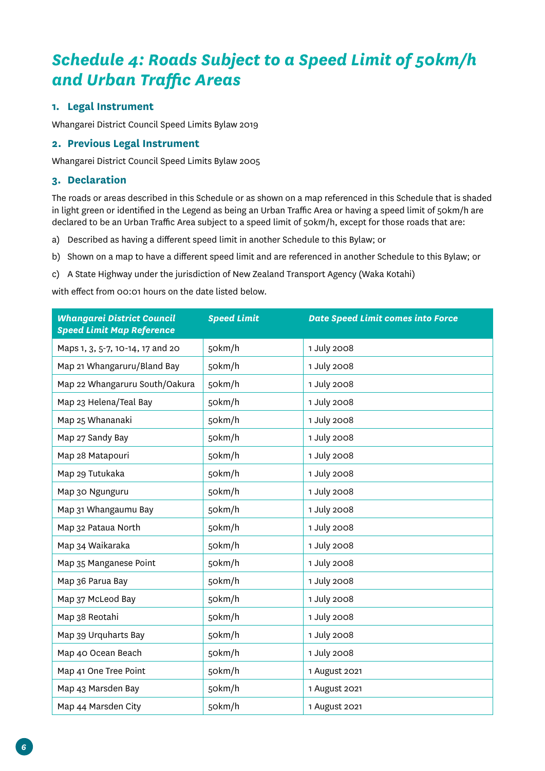# Schedule 4: Roads Subject to a Speed Limit of 50km/h and Urban Traffic Areas

## 1. Legal Instrument

Whangarei District Council Speed Limits Bylaw 2019

## 2. Previous Legal Instrument

Whangarei District Council Speed Limits Bylaw 2005

## 3. Declaration

The roads or areas described in this Schedule or as shown on a map referenced in this Schedule that is shaded in light green or identified in the Legend as being an Urban Traffic Area or having a speed limit of 50km/h are declared to be an Urban Traffic Area subject to a speed limit of 50km/h, except for those roads that are:

a) Described as having a different speed limit in another Schedule to this Bylaw; or

b) Shown on a map to have a different speed limit and are referenced in another Schedule to this Bylaw; or

c) A State Highway under the jurisdiction of New Zealand Transport Agency (Waka Kotahi)

with effect from 00:01 hours on the date listed below.

| *Whangarei District Council Speed Limit Map Reference* | *Speed Limit* | *Date Speed Limit comes into Force* |
|---|---|---|
| Maps 1, 3, 5-7, 10-14, 17 and 20 | 50km/h | 1 July 2008 |
| Map 21 Whangaruru/Bland Bay | 50km/h | 1 July 2008 |
| Map 22 Whangaruru South/Oakura | 50km/h | 1 July 2008 |
| Map 23 Helena/Teal Bay | 50km/h | 1 July 2008 |
| Map 25 Whananaki | 50km/h | 1 July 2008 |
| Map 27 Sandy Bay | 50km/h | 1 July 2008 |
| Map 28 Matapouri | 50km/h | 1 July 2008 |
| Map 29 Tutukaka | 50km/h | 1 July 2008 |
| Map 30 Ngunguru | 50km/h | 1 July 2008 |
| Map 31 Whangaumu Bay | 50km/h | 1 July 2008 |
| Map 32 Pataua North | 50km/h | 1 July 2008 |
| Map 34 Waikaraka | 50km/h | 1 July 2008 |
| Map 35 Manganese Point | 50km/h | 1 July 2008 |
| Map 36 Parua Bay | 50km/h | 1 July 2008 |
| Map 37 McLeod Bay | 50km/h | 1 July 2008 |
| Map 38 Reotahi | 50km/h | 1 July 2008 |
| Map 39 Urquharts Bay | 50km/h | 1 July 2008 |
| Map 40 Ocean Beach | 50km/h | 1 July 2008 |
| Map 41 One Tree Point | 50km/h | 1 August 2021 |
| Map 43 Marsden Bay | 50km/h | 1 August 2021 |
| Map 44 Marsden City | 50km/h | 1 August 2021 |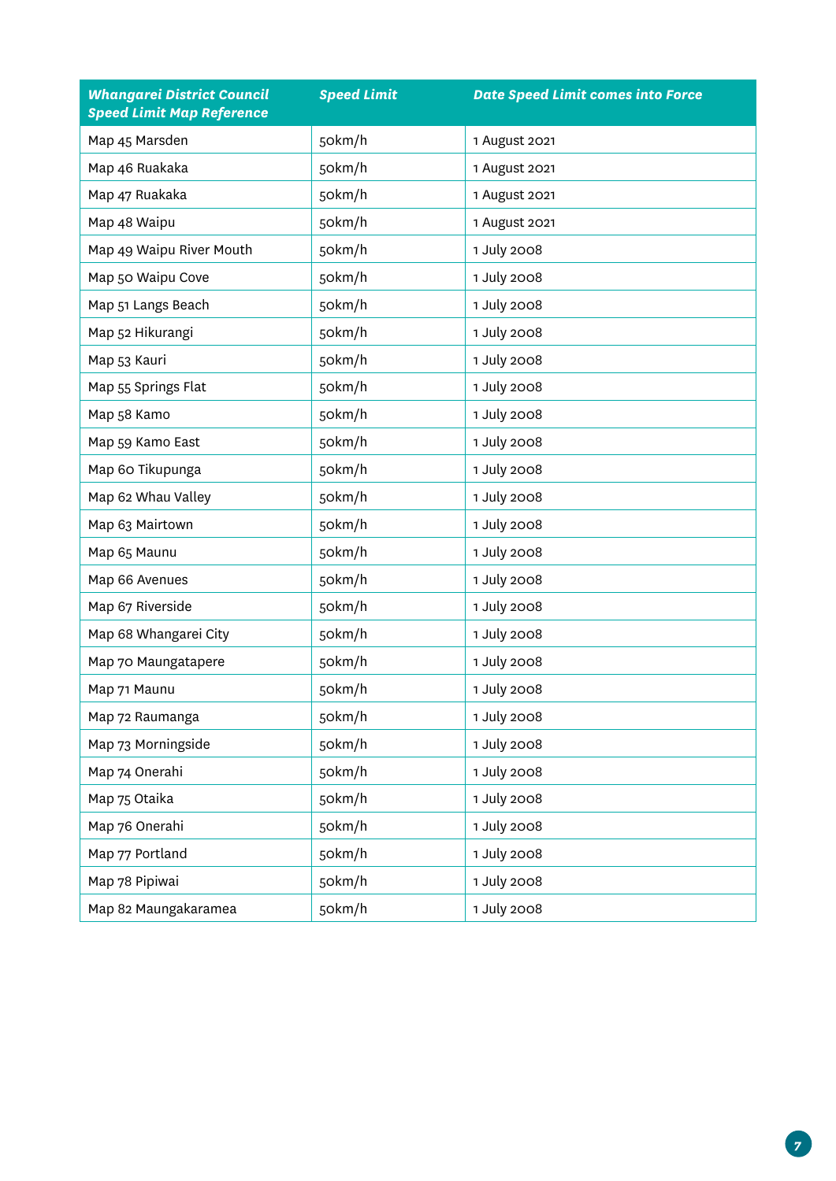| *Whangarei District Council Speed Limit Map Reference* | *Speed Limit* | *Date Speed Limit comes into Force* |
|---|---|---|
| Map 45 Marsden | 50km/h | 1 August 2021 |
| Map 46 Ruakaka | 50km/h | 1 August 2021 |
| Map 47 Ruakaka | 50km/h | 1 August 2021 |
| Map 48 Waipu | 50km/h | 1 August 2021 |
| Map 49 Waipu River Mouth | 50km/h | 1 July 2008 |
| Map 50 Waipu Cove | 50km/h | 1 July 2008 |
| Map 51 Langs Beach | 50km/h | 1 July 2008 |
| Map 52 Hikurangi | 50km/h | 1 July 2008 |
| Map 53 Kauri | 50km/h | 1 July 2008 |
| Map 55 Springs Flat | 50km/h | 1 July 2008 |
| Map 58 Kamo | 50km/h | 1 July 2008 |
| Map 59 Kamo East | 50km/h | 1 July 2008 |
| Map 60 Tikupunga | 50km/h | 1 July 2008 |
| Map 62 Whau Valley | 50km/h | 1 July 2008 |
| Map 63 Mairtown | 50km/h | 1 July 2008 |
| Map 65 Maunu | 50km/h | 1 July 2008 |
| Map 66 Avenues | 50km/h | 1 July 2008 |
| Map 67 Riverside | 50km/h | 1 July 2008 |
| Map 68 Whangarei City | 50km/h | 1 July 2008 |
| Map 70 Maungatapere | 50km/h | 1 July 2008 |
| Map 71 Maunu | 50km/h | 1 July 2008 |
| Map 72 Raumanga | 50km/h | 1 July 2008 |
| Map 73 Morningside | 50km/h | 1 July 2008 |
| Map 74 Onerahi | 50km/h | 1 July 2008 |
| Map 75 Otaika | 50km/h | 1 July 2008 |
| Map 76 Onerahi | 50km/h | 1 July 2008 |
| Map 77 Portland | 50km/h | 1 July 2008 |
| Map 78 Pipiwai | 50km/h | 1 July 2008 |
| Map 82 Maungakaramea | 50km/h | 1 July 2008 |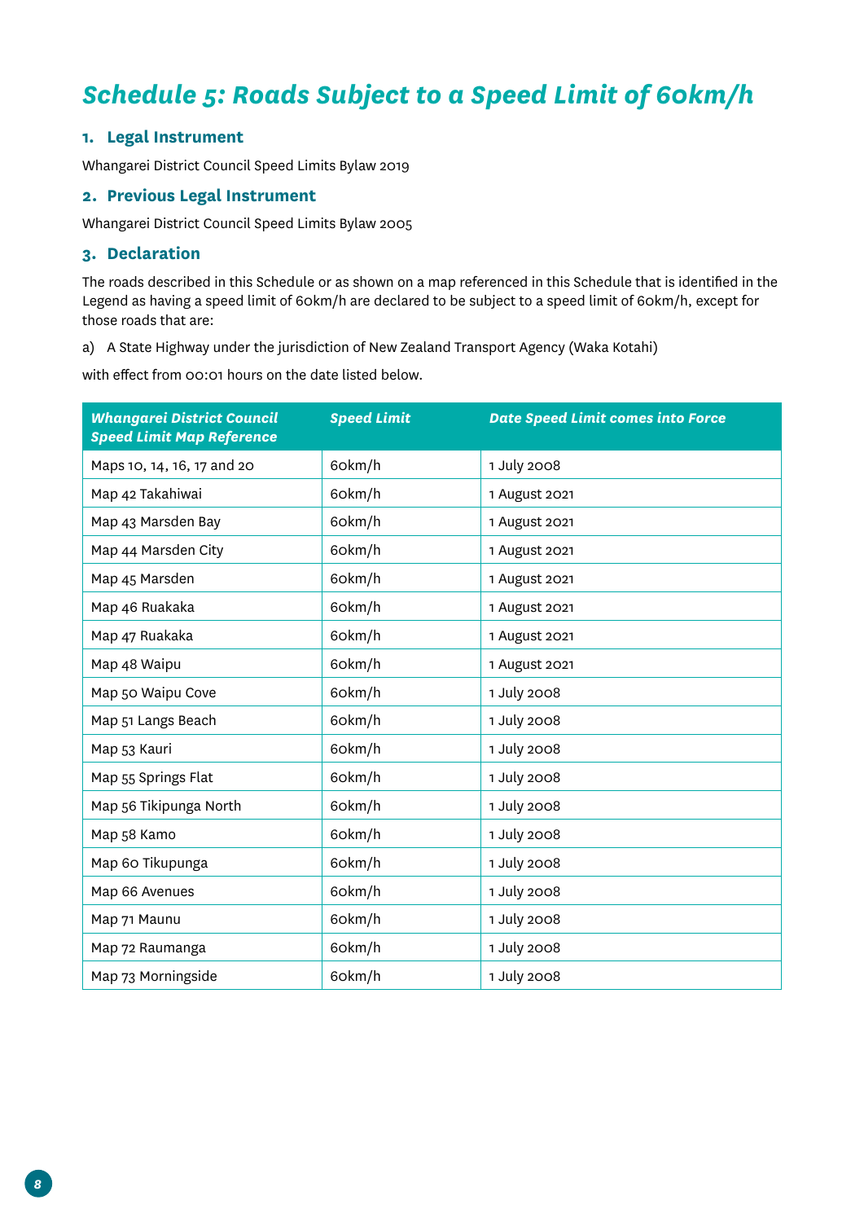# Schedule 5: Roads Subject to a Speed Limit of 60km/h

## 1. Legal Instrument

Whangarei District Council Speed Limits Bylaw 2019

## 2. Previous Legal Instrument

Whangarei District Council Speed Limits Bylaw 2005

## 3. Declaration

The roads described in this Schedule or as shown on a map referenced in this Schedule that is identified in the Legend as having a speed limit of 60km/h are declared to be subject to a speed limit of 60km/h, except for those roads that are:

a) A State Highway under the jurisdiction of New Zealand Transport Agency (Waka Kotahi)

with effect from 00:01 hours on the date listed below.

| Whangarei District Council Speed Limit Map Reference | Speed Limit | Date Speed Limit comes into Force |
|---|---|---|
| Maps 10, 14, 16, 17 and 20 | 60km/h | 1 July 2008 |
| Map 42 Takahiwai | 60km/h | 1 August 2021 |
| Map 43 Marsden Bay | 60km/h | 1 August 2021 |
| Map 44 Marsden City | 60km/h | 1 August 2021 |
| Map 45 Marsden | 60km/h | 1 August 2021 |
| Map 46 Ruakaka | 60km/h | 1 August 2021 |
| Map 47 Ruakaka | 60km/h | 1 August 2021 |
| Map 48 Waipu | 60km/h | 1 August 2021 |
| Map 50 Waipu Cove | 60km/h | 1 July 2008 |
| Map 51 Langs Beach | 60km/h | 1 July 2008 |
| Map 53 Kauri | 60km/h | 1 July 2008 |
| Map 55 Springs Flat | 60km/h | 1 July 2008 |
| Map 56 Tikipunga North | 60km/h | 1 July 2008 |
| Map 58 Kamo | 60km/h | 1 July 2008 |
| Map 60 Tikupunga | 60km/h | 1 July 2008 |
| Map 66 Avenues | 60km/h | 1 July 2008 |
| Map 71 Maunu | 60km/h | 1 July 2008 |
| Map 72 Raumanga | 60km/h | 1 July 2008 |
| Map 73 Morningside | 60km/h | 1 July 2008 |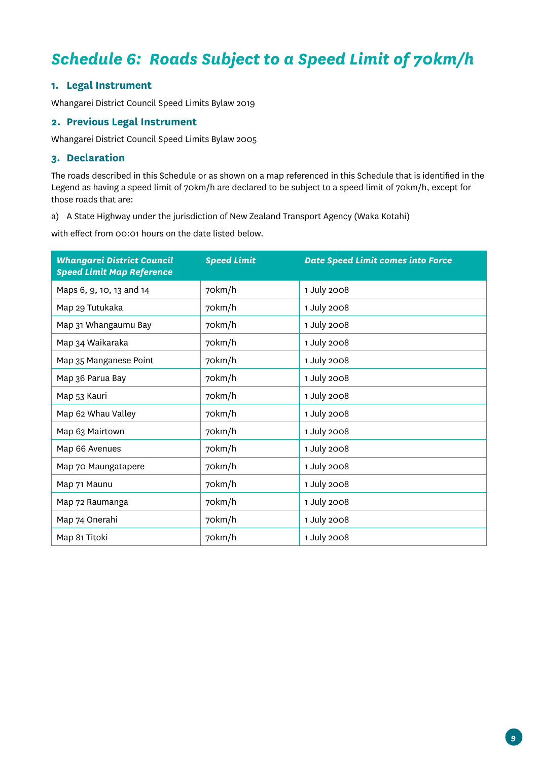# *Schedule 6: Roads Subject to a Speed Limit of 70km/h*

## 1. Legal Instrument

Whangarei District Council Speed Limits Bylaw 2019

## 2. Previous Legal Instrument

Whangarei District Council Speed Limits Bylaw 2005

## 3. Declaration

The roads described in this Schedule or as shown on a map referenced in this Schedule that is identified in the Legend as having a speed limit of 70km/h are declared to be subject to a speed limit of 70km/h, except for those roads that are:

a) A State Highway under the jurisdiction of New Zealand Transport Agency (Waka Kotahi)

with effect from 00:01 hours on the date listed below.

| *Whangarei District Council Speed Limit Map Reference* | *Speed Limit* | *Date Speed Limit comes into Force* |
|---|---|---|
| Maps 6, 9, 10, 13 and 14 | 70km/h | 1 July 2008 |
| Map 29 Tutukaka | 70km/h | 1 July 2008 |
| Map 31 Whangaumu Bay | 70km/h | 1 July 2008 |
| Map 34 Waikaraka | 70km/h | 1 July 2008 |
| Map 35 Manganese Point | 70km/h | 1 July 2008 |
| Map 36 Parua Bay | 70km/h | 1 July 2008 |
| Map 53 Kauri | 70km/h | 1 July 2008 |
| Map 62 Whau Valley | 70km/h | 1 July 2008 |
| Map 63 Mairtown | 70km/h | 1 July 2008 |
| Map 66 Avenues | 70km/h | 1 July 2008 |
| Map 70 Maungatapere | 70km/h | 1 July 2008 |
| Map 71 Maunu | 70km/h | 1 July 2008 |
| Map 72 Raumanga | 70km/h | 1 July 2008 |
| Map 74 Onerahi | 70km/h | 1 July 2008 |
| Map 81 Titoki | 70km/h | 1 July 2008 |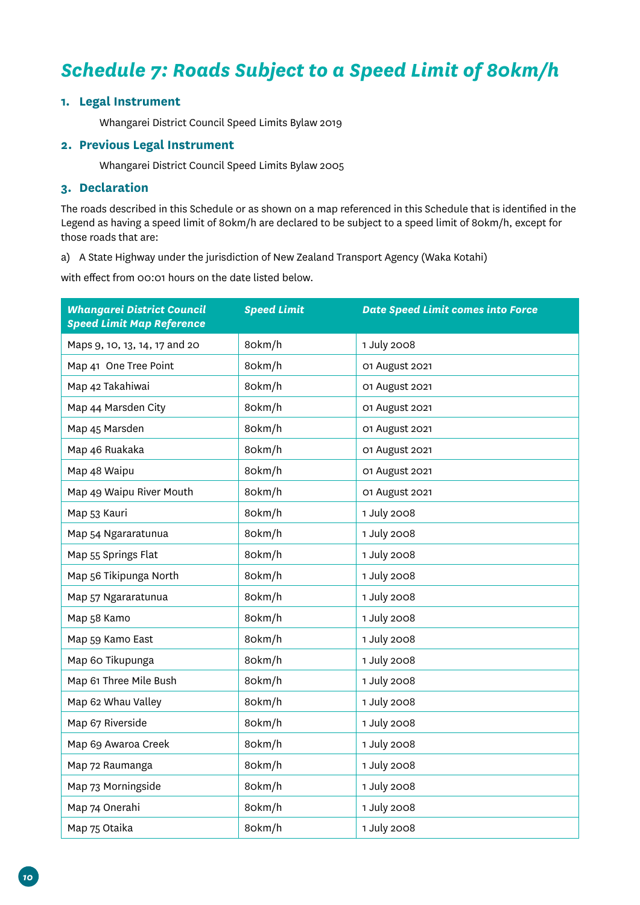# Schedule 7: Roads Subject to a Speed Limit of 80km/h

## 1. Legal Instrument

Whangarei District Council Speed Limits Bylaw 2019

## 2. Previous Legal Instrument

Whangarei District Council Speed Limits Bylaw 2005

## 3. Declaration

The roads described in this Schedule or as shown on a map referenced in this Schedule that is identified in the Legend as having a speed limit of 80km/h are declared to be subject to a speed limit of 80km/h, except for those roads that are:

a) A State Highway under the jurisdiction of New Zealand Transport Agency (Waka Kotahi)

with effect from 00:01 hours on the date listed below.

| *Whangarei District Council Speed Limit Map Reference* | *Speed Limit* | *Date Speed Limit comes into Force* |
|---|---|---|
| Maps 9, 10, 13, 14, 17 and 20 | 80km/h | 1 July 2008 |
| Map 41 One Tree Point | 80km/h | 01 August 2021 |
| Map 42 Takahiwai | 80km/h | 01 August 2021 |
| Map 44 Marsden City | 80km/h | 01 August 2021 |
| Map 45 Marsden | 80km/h | 01 August 2021 |
| Map 46 Ruakaka | 80km/h | 01 August 2021 |
| Map 48 Waipu | 80km/h | 01 August 2021 |
| Map 49 Waipu River Mouth | 80km/h | 01 August 2021 |
| Map 53 Kauri | 80km/h | 1 July 2008 |
| Map 54 Ngararatunua | 80km/h | 1 July 2008 |
| Map 55 Springs Flat | 80km/h | 1 July 2008 |
| Map 56 Tikipunga North | 80km/h | 1 July 2008 |
| Map 57 Ngararatunua | 80km/h | 1 July 2008 |
| Map 58 Kamo | 80km/h | 1 July 2008 |
| Map 59 Kamo East | 80km/h | 1 July 2008 |
| Map 60 Tikupunga | 80km/h | 1 July 2008 |
| Map 61 Three Mile Bush | 80km/h | 1 July 2008 |
| Map 62 Whau Valley | 80km/h | 1 July 2008 |
| Map 67 Riverside | 80km/h | 1 July 2008 |
| Map 69 Awaroa Creek | 80km/h | 1 July 2008 |
| Map 72 Raumanga | 80km/h | 1 July 2008 |
| Map 73 Morningside | 80km/h | 1 July 2008 |
| Map 74 Onerahi | 80km/h | 1 July 2008 |
| Map 75 Otaika | 80km/h | 1 July 2008 |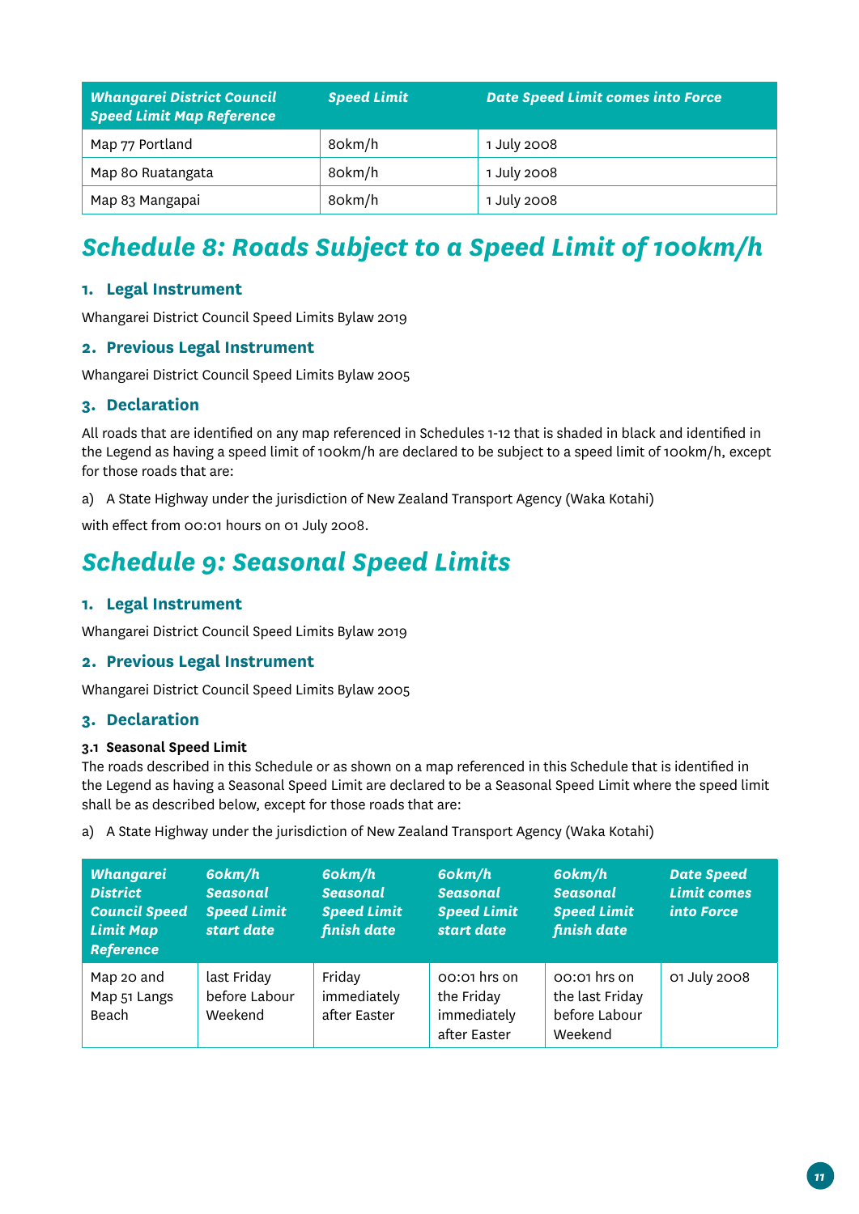| *Whangarei District Council Speed Limit Map Reference* | *Speed Limit* | *Date Speed Limit comes into Force* |
|---|---|---|
| Map 77 Portland | 80km/h | 1 July 2008 |
| Map 80 Ruatangata | 80km/h | 1 July 2008 |
| Map 83 Mangapai | 80km/h | 1 July 2008 |

# *Schedule 8: Roads Subject to a Speed Limit of 100km/h*

## 1. Legal Instrument

Whangarei District Council Speed Limits Bylaw 2019

## 2. Previous Legal Instrument

Whangarei District Council Speed Limits Bylaw 2005

## 3. Declaration

All roads that are identified on any map referenced in Schedules 1-12 that is shaded in black and identified in the Legend as having a speed limit of 100km/h are declared to be subject to a speed limit of 100km/h, except for those roads that are:

a) A State Highway under the jurisdiction of New Zealand Transport Agency (Waka Kotahi)

with effect from 00:01 hours on 01 July 2008.

# *Schedule 9: Seasonal Speed Limits*

## 1. Legal Instrument

Whangarei District Council Speed Limits Bylaw 2019

## 2. Previous Legal Instrument

Whangarei District Council Speed Limits Bylaw 2005

## 3. Declaration

**3.1 Seasonal Speed Limit**

The roads described in this Schedule or as shown on a map referenced in this Schedule that is identified in the Legend as having a Seasonal Speed Limit are declared to be a Seasonal Speed Limit where the speed limit shall be as described below, except for those roads that are:

a) A State Highway under the jurisdiction of New Zealand Transport Agency (Waka Kotahi)

| *Whangarei District Council Speed Limit Map Reference* | *60km/h Seasonal Speed Limit start date* | *60km/h Seasonal Speed Limit finish date* | *60km/h Seasonal Speed Limit start date* | *60km/h Seasonal Speed Limit finish date* | *Date Speed Limit comes into Force* |
|---|---|---|---|---|---|
| Map 20 and Map 51 Langs Beach | last Friday before Labour Weekend | Friday immediately after Easter | 00:01 hrs on the Friday immediately after Easter | 00:01 hrs on the last Friday before Labour Weekend | 01 July 2008 |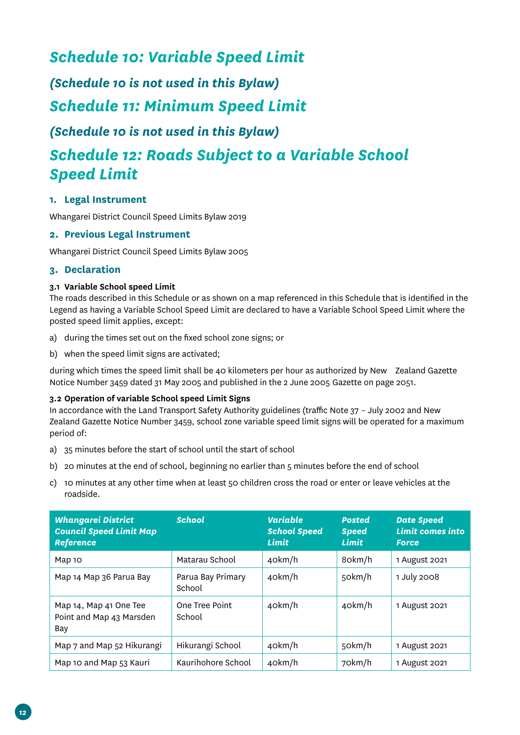# *Schedule 10: Variable Speed Limit*

## *(Schedule 10 is not used in this Bylaw)*

# *Schedule 11: Minimum Speed Limit*

## *(Schedule 10 is not used in this Bylaw)*

# *Schedule 12: Roads Subject to a Variable School Speed Limit*

### 1. Legal Instrument

Whangarei District Council Speed Limits Bylaw 2019

### 2. Previous Legal Instrument

Whangarei District Council Speed Limits Bylaw 2005

### 3. Declaration

**3.1 Variable School speed Limit**

The roads described in this Schedule or as shown on a map referenced in this Schedule that is identified in the Legend as having a Variable School Speed Limit are declared to have a Variable School Speed Limit where the posted speed limit applies, except:

a) during the times set out on the fixed school zone signs; or

b) when the speed limit signs are activated;

during which times the speed limit shall be 40 kilometers per hour as authorized by New Zealand Gazette Notice Number 3459 dated 31 May 2005 and published in the 2 June 2005 Gazette on page 2051.

**3.2 Operation of variable School speed Limit Signs**

In accordance with the Land Transport Safety Authority guidelines (traffic Note 37 – July 2002 and New Zealand Gazette Notice Number 3459, school zone variable speed limit signs will be operated for a maximum period of:

a) 35 minutes before the start of school until the start of school

b) 20 minutes at the end of school, beginning no earlier than 5 minutes before the end of school

c) 10 minutes at any other time when at least 50 children cross the road or enter or leave vehicles at the roadside.

| Whangarei District Council Speed Limit Map Reference | School | Variable School Speed Limit | Posted Speed Limit | Date Speed Limit comes into Force |
|---|---|---|---|---|
| Map 10 | Matarau School | 40km/h | 80km/h | 1 August 2021 |
| Map 14 Map 36 Parua Bay | Parua Bay Primary School | 40km/h | 50km/h | 1 July 2008 |
| Map 14, Map 41 One Tee Point and Map 43 Marsden Bay | One Tree Point School | 40km/h | 40km/h | 1 August 2021 |
| Map 7 and Map 52 Hikurangi | Hikurangi School | 40km/h | 50km/h | 1 August 2021 |
| Map 10 and Map 53 Kauri | Kaurihohore School | 40km/h | 70km/h | 1 August 2021 |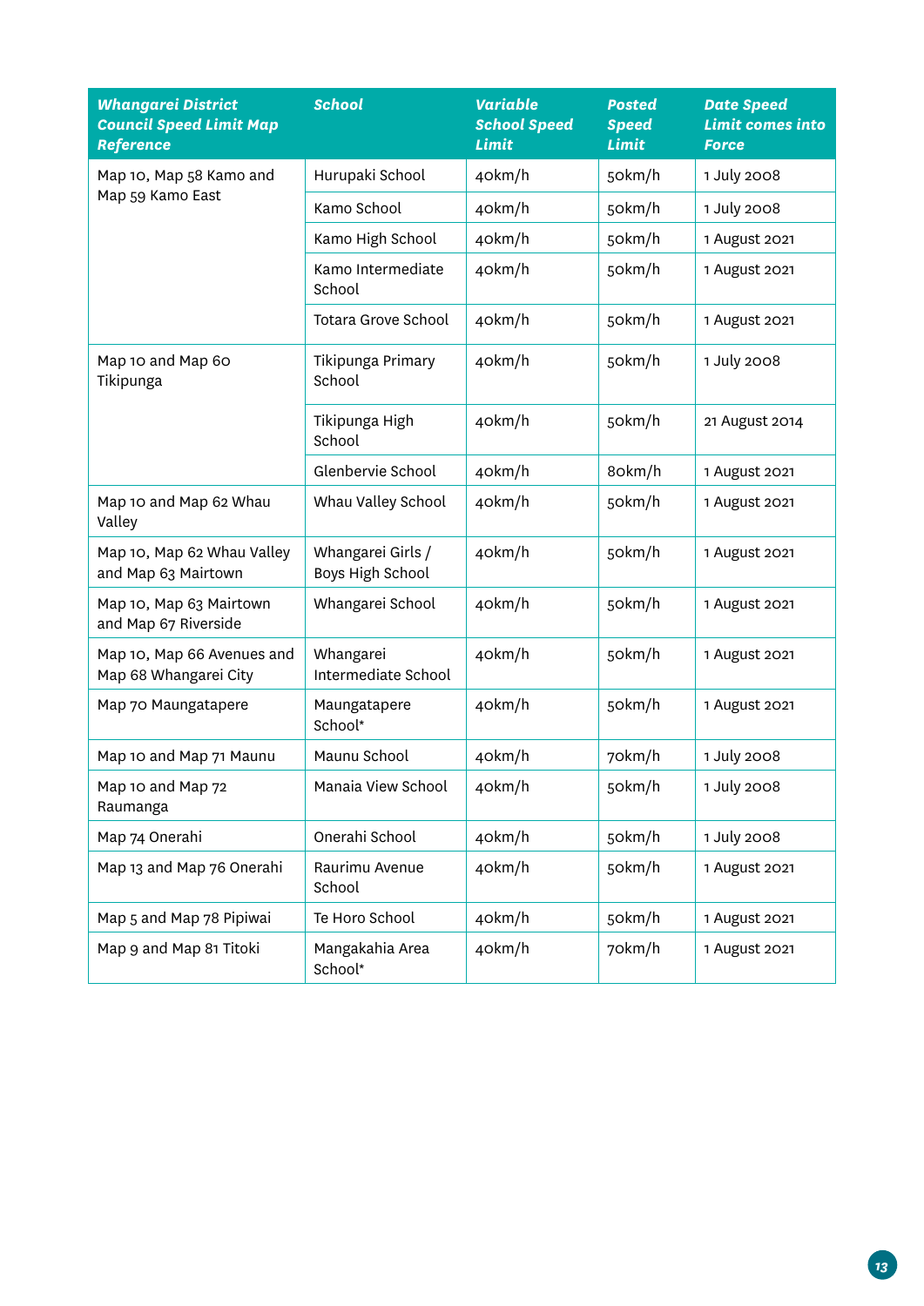| Whangarei District Council Speed Limit Map Reference | School | Variable School Speed Limit | Posted Speed Limit | Date Speed Limit comes into Force |
|---|---|---|---|---|
| Map 10, Map 58 Kamo and Map 59 Kamo East | Hurupaki School | 40km/h | 50km/h | 1 July 2008 |
| | Kamo School | 40km/h | 50km/h | 1 July 2008 |
| | Kamo High School | 40km/h | 50km/h | 1 August 2021 |
| | Kamo Intermediate School | 40km/h | 50km/h | 1 August 2021 |
| | Totara Grove School | 40km/h | 50km/h | 1 August 2021 |
| Map 10 and Map 60 Tikipunga | Tikipunga Primary School | 40km/h | 50km/h | 1 July 2008 |
| | Tikipunga High School | 40km/h | 50km/h | 21 August 2014 |
| | Glenbervie School | 40km/h | 80km/h | 1 August 2021 |
| Map 10 and Map 62 Whau Valley | Whau Valley School | 40km/h | 50km/h | 1 August 2021 |
| Map 10, Map 62 Whau Valley and Map 63 Mairtown | Whangarei Girls / Boys High School | 40km/h | 50km/h | 1 August 2021 |
| Map 10, Map 63 Mairtown and Map 67 Riverside | Whangarei School | 40km/h | 50km/h | 1 August 2021 |
| Map 10, Map 66 Avenues and Map 68 Whangarei City | Whangarei Intermediate School | 40km/h | 50km/h | 1 August 2021 |
| Map 70 Maungatapere | Maungatapere School* | 40km/h | 50km/h | 1 August 2021 |
| Map 10 and Map 71 Maunu | Maunu School | 40km/h | 70km/h | 1 July 2008 |
| Map 10 and Map 72 Raumanga | Manaia View School | 40km/h | 50km/h | 1 July 2008 |
| Map 74 Onerahi | Onerahi School | 40km/h | 50km/h | 1 July 2008 |
| Map 13 and Map 76 Onerahi | Raurimu Avenue School | 40km/h | 50km/h | 1 August 2021 |
| Map 5 and Map 78 Pipiwai | Te Horo School | 40km/h | 50km/h | 1 August 2021 |
| Map 9 and Map 81 Titoki | Mangakahia Area School* | 40km/h | 70km/h | 1 August 2021 |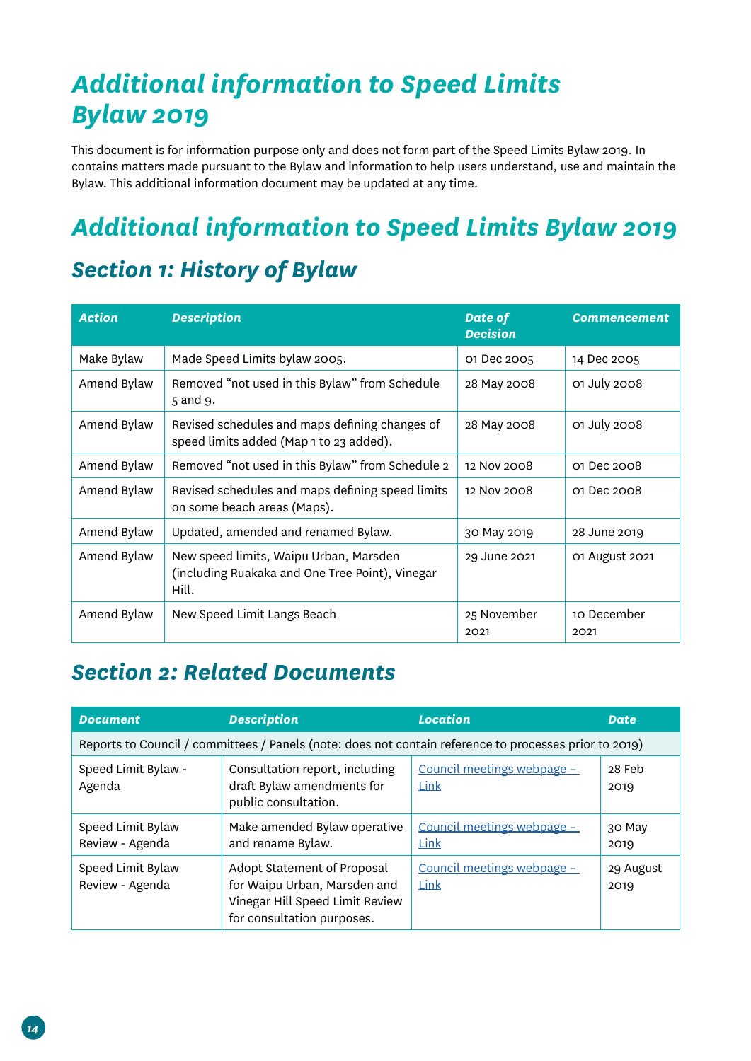# *Additional information to Speed Limits Bylaw 2019*

This document is for information purpose only and does not form part of the Speed Limits Bylaw 2019. In contains matters made pursuant to the Bylaw and information to help users understand, use and maintain the Bylaw. This additional information document may be updated at any time.

# *Additional information to Speed Limits Bylaw 2019*

## *Section 1: History of Bylaw*

| *Action* | *Description* | *Date of Decision* | *Commencement* |
|---|---|---|---|
| Make Bylaw | Made Speed Limits bylaw 2005. | 01 Dec 2005 | 14 Dec 2005 |
| Amend Bylaw | Removed "not used in this Bylaw" from Schedule 5 and 9. | 28 May 2008 | 01 July 2008 |
| Amend Bylaw | Revised schedules and maps defining changes of speed limits added (Map 1 to 23 added). | 28 May 2008 | 01 July 2008 |
| Amend Bylaw | Removed "not used in this Bylaw" from Schedule 2 | 12 Nov 2008 | 01 Dec 2008 |
| Amend Bylaw | Revised schedules and maps defining speed limits on some beach areas (Maps). | 12 Nov 2008 | 01 Dec 2008 |
| Amend Bylaw | Updated, amended and renamed Bylaw. | 30 May 2019 | 28 June 2019 |
| Amend Bylaw | New speed limits, Waipu Urban, Marsden (including Ruakaka and One Tree Point), Vinegar Hill. | 29 June 2021 | 01 August 2021 |
| Amend Bylaw | New Speed Limit Langs Beach | 25 November 2021 | 10 December 2021 |

## *Section 2: Related Documents*

| *Document* | *Description* | *Location* | *Date* |
|---|---|---|---|
| Reports to Council / committees / Panels (note: does not contain reference to processes prior to 2019) | | | |
| Speed Limit Bylaw - Agenda | Consultation report, including draft Bylaw amendments for public consultation. | Council meetings webpage – Link | 28 Feb 2019 |
| Speed Limit Bylaw Review - Agenda | Make amended Bylaw operative and rename Bylaw. | Council meetings webpage – Link | 30 May 2019 |
| Speed Limit Bylaw Review - Agenda | Adopt Statement of Proposal for Waipu Urban, Marsden and Vinegar Hill Speed Limit Review for consultation purposes. | Council meetings webpage – Link | 29 August 2019 |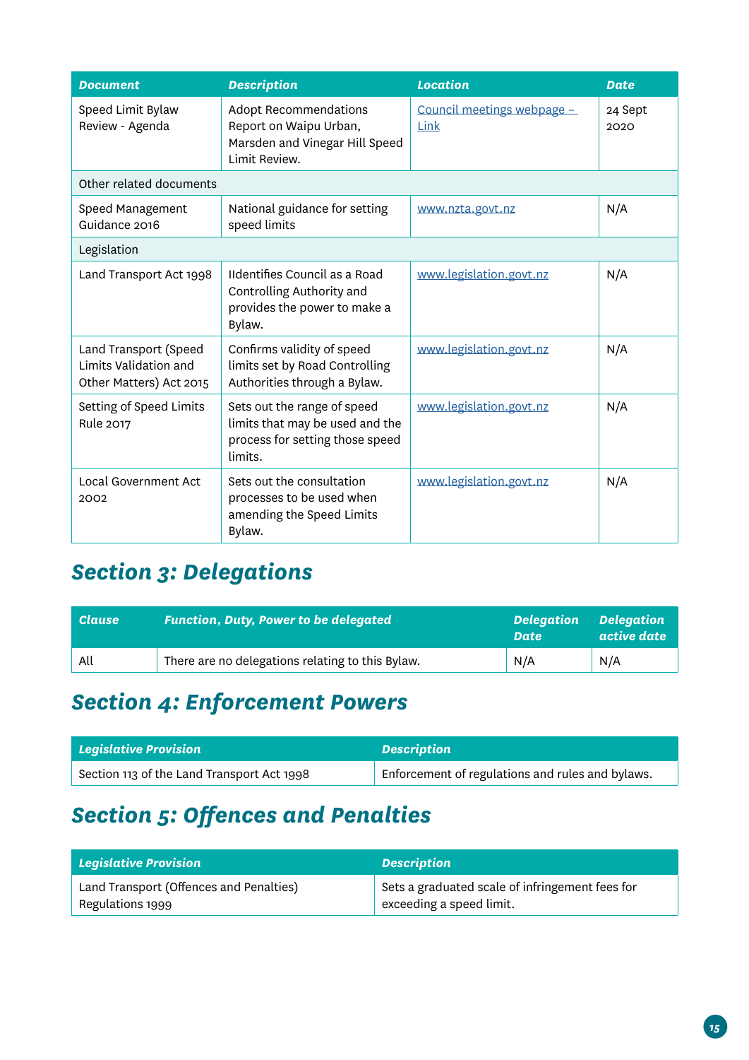| Document | Description | Location | Date |
|---|---|---|---|
| Speed Limit Bylaw Review - Agenda | Adopt Recommendations Report on Waipu Urban, Marsden and Vinegar Hill Speed Limit Review. | Council meetings webpage – Link | 24 Sept 2020 |
| Other related documents | | | |
| Speed Management Guidance 2016 | National guidance for setting speed limits | www.nzta.govt.nz | N/A |
| Legislation | | | |
| Land Transport Act 1998 | IIdentifies Council as a Road Controlling Authority and provides the power to make a Bylaw. | www.legislation.govt.nz | N/A |
| Land Transport (Speed Limits Validation and Other Matters) Act 2015 | Confirms validity of speed limits set by Road Controlling Authorities through a Bylaw. | www.legislation.govt.nz | N/A |
| Setting of Speed Limits Rule 2017 | Sets out the range of speed limits that may be used and the process for setting those speed limits. | www.legislation.govt.nz | N/A |
| Local Government Act 2002 | Sets out the consultation processes to be used when amending the Speed Limits Bylaw. | www.legislation.govt.nz | N/A |

## Section 3: Delegations

| Clause | Function, Duty, Power to be delegated | Delegation Date | Delegation active date |
|---|---|---|---|
| All | There are no delegations relating to this Bylaw. | N/A | N/A |

## Section 4: Enforcement Powers

| Legislative Provision | Description |
|---|---|
| Section 113 of the Land Transport Act 1998 | Enforcement of regulations and rules and bylaws. |

## Section 5: Offences and Penalties

| Legislative Provision | Description |
|---|---|
| Land Transport (Offences and Penalties) Regulations 1999 | Sets a graduated scale of infringement fees for exceeding a speed limit. |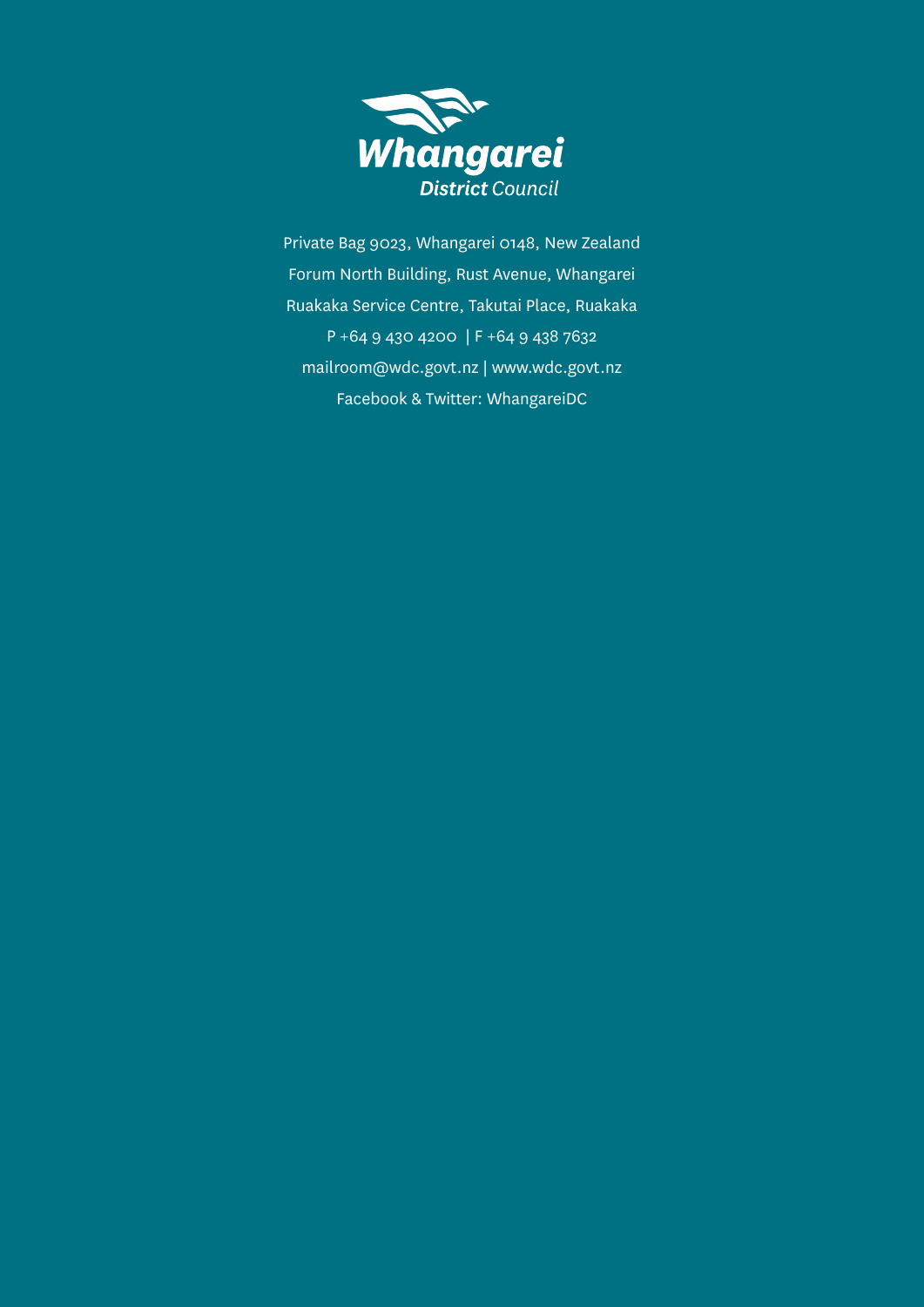Whangarei District Council

Private Bag 9023, Whangarei 0148, New Zealand
Forum North Building, Rust Avenue, Whangarei
Ruakaka Service Centre, Takutai Place, Ruakaka
P +64 9 430 4200 | F +64 9 438 7632
mailroom@wdc.govt.nz | www.wdc.govt.nz
Facebook & Twitter: WhangareiDC